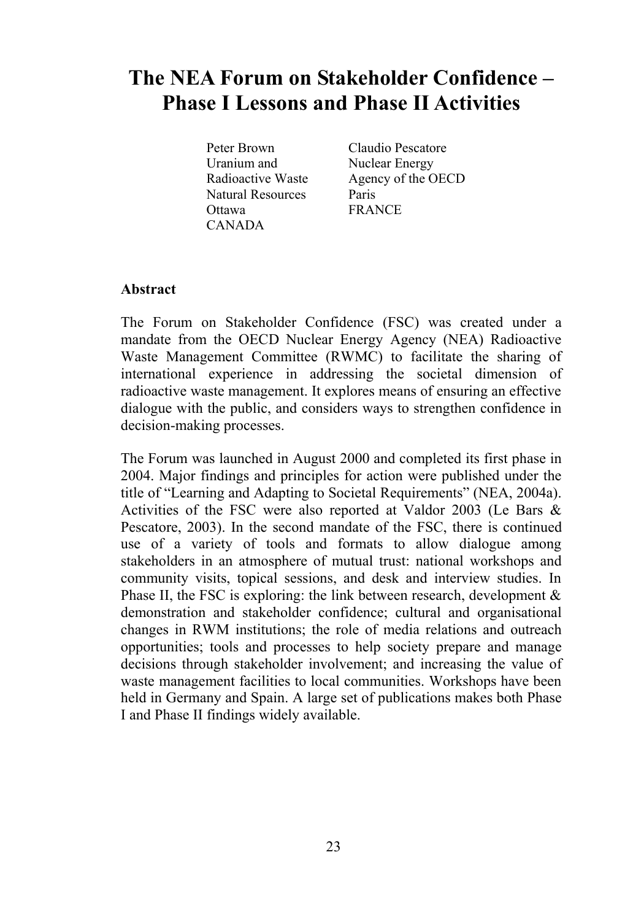# The NEA Forum on Stakeholder Confidence – Phase I Lessons and Phase II Activities

Peter Brown
Uranium and Radioactive Waste
Natural Resources
Ottawa
CANADA

Claudio Pescatore
Nuclear Energy Agency of the OECD
Paris
FRANCE

**Abstract**

The Forum on Stakeholder Confidence (FSC) was created under a mandate from the OECD Nuclear Energy Agency (NEA) Radioactive Waste Management Committee (RWMC) to facilitate the sharing of international experience in addressing the societal dimension of radioactive waste management. It explores means of ensuring an effective dialogue with the public, and considers ways to strengthen confidence in decision-making processes.

The Forum was launched in August 2000 and completed its first phase in 2004. Major findings and principles for action were published under the title of "Learning and Adapting to Societal Requirements" (NEA, 2004a). Activities of the FSC were also reported at Valdor 2003 (Le Bars & Pescatore, 2003). In the second mandate of the FSC, there is continued use of a variety of tools and formats to allow dialogue among stakeholders in an atmosphere of mutual trust: national workshops and community visits, topical sessions, and desk and interview studies. In Phase II, the FSC is exploring: the link between research, development & demonstration and stakeholder confidence; cultural and organisational changes in RWM institutions; the role of media relations and outreach opportunities; tools and processes to help society prepare and manage decisions through stakeholder involvement; and increasing the value of waste management facilities to local communities. Workshops have been held in Germany and Spain. A large set of publications makes both Phase I and Phase II findings widely available.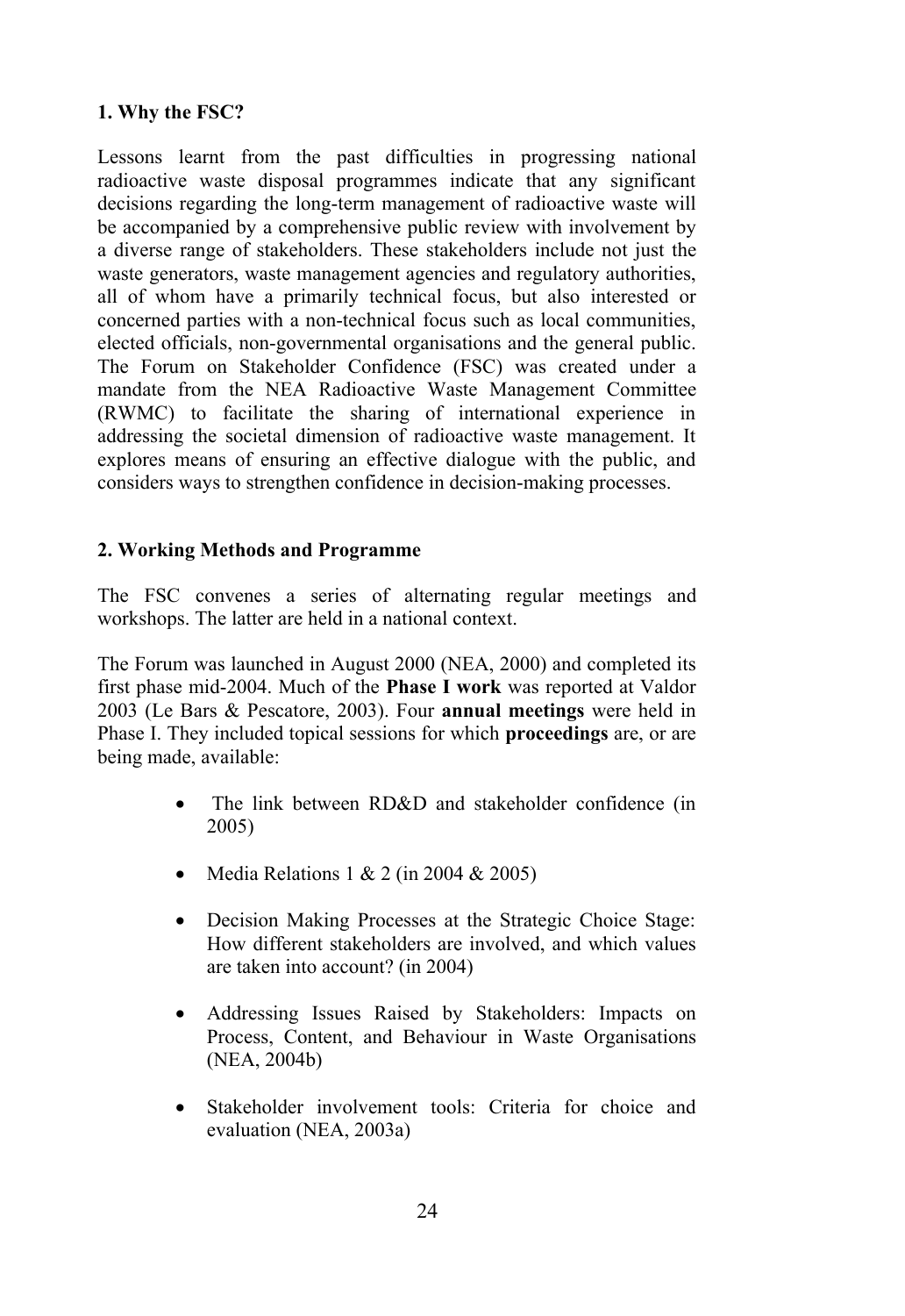**1. Why the FSC?**

Lessons learnt from the past difficulties in progressing national radioactive waste disposal programmes indicate that any significant decisions regarding the long-term management of radioactive waste will be accompanied by a comprehensive public review with involvement by a diverse range of stakeholders. These stakeholders include not just the waste generators, waste management agencies and regulatory authorities, all of whom have a primarily technical focus, but also interested or concerned parties with a non-technical focus such as local communities, elected officials, non-governmental organisations and the general public. The Forum on Stakeholder Confidence (FSC) was created under a mandate from the NEA Radioactive Waste Management Committee (RWMC) to facilitate the sharing of international experience in addressing the societal dimension of radioactive waste management. It explores means of ensuring an effective dialogue with the public, and considers ways to strengthen confidence in decision-making processes.

**2. Working Methods and Programme**

The FSC convenes a series of alternating regular meetings and workshops. The latter are held in a national context.

The Forum was launched in August 2000 (NEA, 2000) and completed its first phase mid-2004. Much of the **Phase I work** was reported at Valdor 2003 (Le Bars & Pescatore, 2003). Four **annual meetings** were held in Phase I. They included topical sessions for which **proceedings** are, or are being made, available:

- The link between RD&D and stakeholder confidence (in 2005)
- Media Relations 1 & 2 (in 2004 & 2005)
- Decision Making Processes at the Strategic Choice Stage: How different stakeholders are involved, and which values are taken into account? (in 2004)
- Addressing Issues Raised by Stakeholders: Impacts on Process, Content, and Behaviour in Waste Organisations (NEA, 2004b)
- Stakeholder involvement tools: Criteria for choice and evaluation (NEA, 2003a)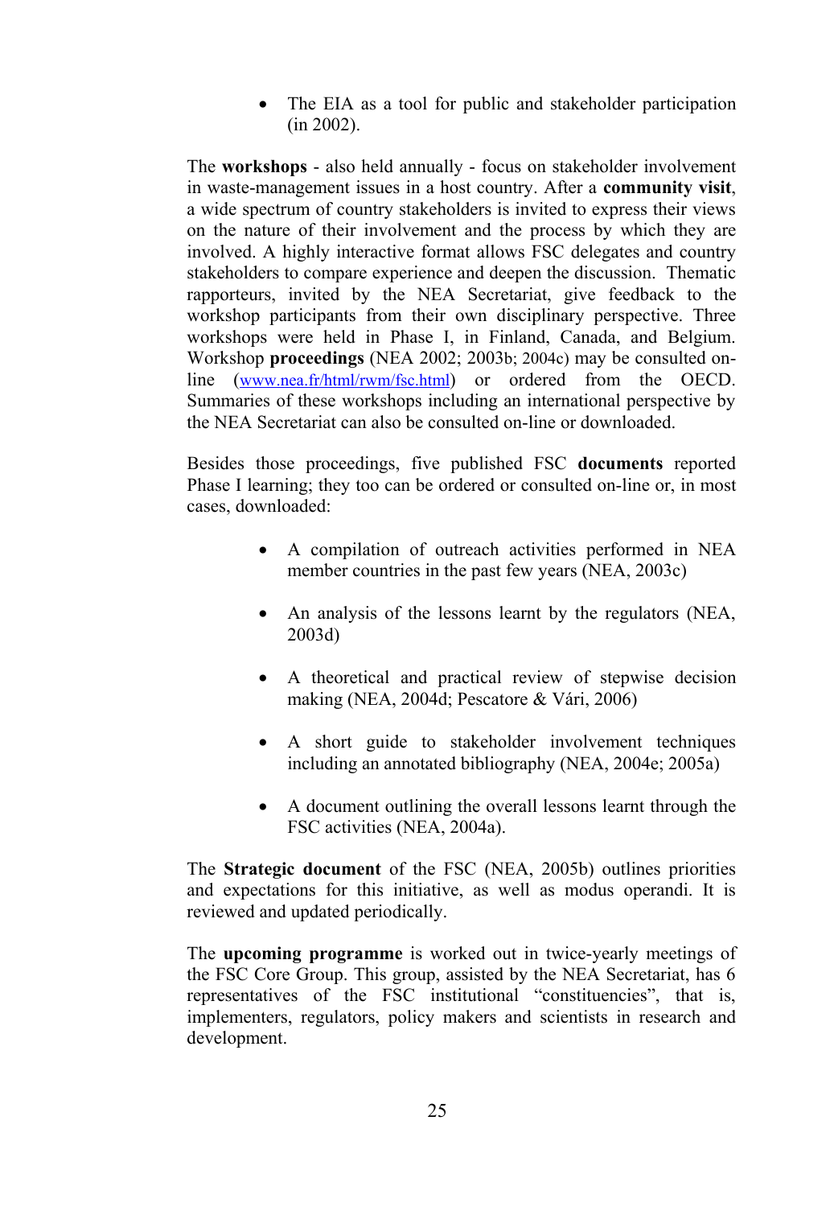- The EIA as a tool for public and stakeholder participation (in 2002).

The **workshops** - also held annually - focus on stakeholder involvement in waste-management issues in a host country. After a **community visit**, a wide spectrum of country stakeholders is invited to express their views on the nature of their involvement and the process by which they are involved. A highly interactive format allows FSC delegates and country stakeholders to compare experience and deepen the discussion. Thematic rapporteurs, invited by the NEA Secretariat, give feedback to the workshop participants from their own disciplinary perspective. Three workshops were held in Phase I, in Finland, Canada, and Belgium. Workshop **proceedings** (NEA 2002; 2003b; 2004c) may be consulted on-line (www.nea.fr/html/rwm/fsc.html) or ordered from the OECD. Summaries of these workshops including an international perspective by the NEA Secretariat can also be consulted on-line or downloaded.

Besides those proceedings, five published FSC **documents** reported Phase I learning; they too can be ordered or consulted on-line or, in most cases, downloaded:

- A compilation of outreach activities performed in NEA member countries in the past few years (NEA, 2003c)
- An analysis of the lessons learnt by the regulators (NEA, 2003d)
- A theoretical and practical review of stepwise decision making (NEA, 2004d; Pescatore & Vári, 2006)
- A short guide to stakeholder involvement techniques including an annotated bibliography (NEA, 2004e; 2005a)
- A document outlining the overall lessons learnt through the FSC activities (NEA, 2004a).

The **Strategic document** of the FSC (NEA, 2005b) outlines priorities and expectations for this initiative, as well as modus operandi. It is reviewed and updated periodically.

The **upcoming programme** is worked out in twice-yearly meetings of the FSC Core Group. This group, assisted by the NEA Secretariat, has 6 representatives of the FSC institutional "constituencies", that is, implementers, regulators, policy makers and scientists in research and development.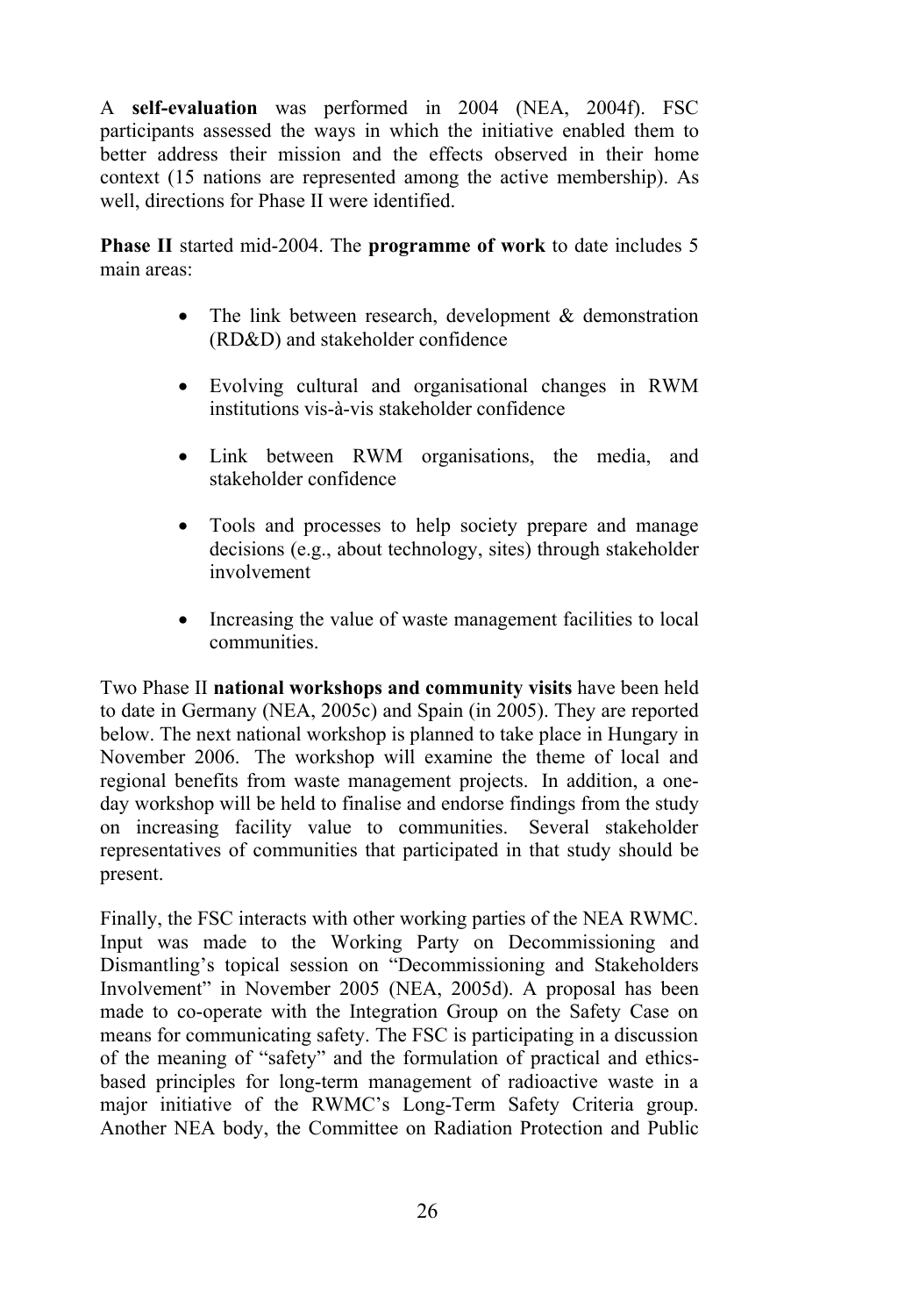A **self-evaluation** was performed in 2004 (NEA, 2004f). FSC participants assessed the ways in which the initiative enabled them to better address their mission and the effects observed in their home context (15 nations are represented among the active membership). As well, directions for Phase II were identified.

**Phase II** started mid-2004. The **programme of work** to date includes 5 main areas:

- The link between research, development & demonstration (RD&D) and stakeholder confidence
- Evolving cultural and organisational changes in RWM institutions vis-à-vis stakeholder confidence
- Link between RWM organisations, the media, and stakeholder confidence
- Tools and processes to help society prepare and manage decisions (e.g., about technology, sites) through stakeholder involvement
- Increasing the value of waste management facilities to local communities.

Two Phase II **national workshops and community visits** have been held to date in Germany (NEA, 2005c) and Spain (in 2005). They are reported below. The next national workshop is planned to take place in Hungary in November 2006. The workshop will examine the theme of local and regional benefits from waste management projects. In addition, a one-day workshop will be held to finalise and endorse findings from the study on increasing facility value to communities. Several stakeholder representatives of communities that participated in that study should be present.

Finally, the FSC interacts with other working parties of the NEA RWMC. Input was made to the Working Party on Decommissioning and Dismantling's topical session on "Decommissioning and Stakeholders Involvement" in November 2005 (NEA, 2005d). A proposal has been made to co-operate with the Integration Group on the Safety Case on means for communicating safety. The FSC is participating in a discussion of the meaning of "safety" and the formulation of practical and ethics-based principles for long-term management of radioactive waste in a major initiative of the RWMC's Long-Term Safety Criteria group. Another NEA body, the Committee on Radiation Protection and Public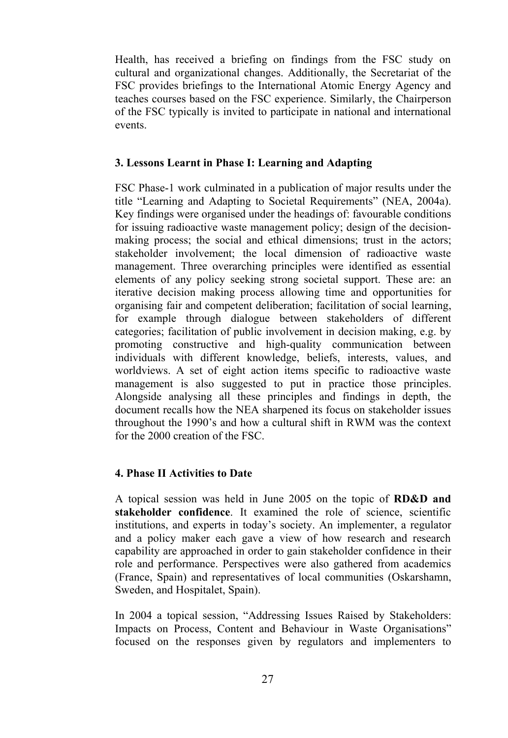Health, has received a briefing on findings from the FSC study on cultural and organizational changes. Additionally, the Secretariat of the FSC provides briefings to the International Atomic Energy Agency and teaches courses based on the FSC experience. Similarly, the Chairperson of the FSC typically is invited to participate in national and international events.

### 3. Lessons Learnt in Phase I: Learning and Adapting

FSC Phase-1 work culminated in a publication of major results under the title "Learning and Adapting to Societal Requirements" (NEA, 2004a). Key findings were organised under the headings of: favourable conditions for issuing radioactive waste management policy; design of the decision-making process; the social and ethical dimensions; trust in the actors; stakeholder involvement; the local dimension of radioactive waste management. Three overarching principles were identified as essential elements of any policy seeking strong societal support. These are: an iterative decision making process allowing time and opportunities for organising fair and competent deliberation; facilitation of social learning, for example through dialogue between stakeholders of different categories; facilitation of public involvement in decision making, e.g. by promoting constructive and high-quality communication between individuals with different knowledge, beliefs, interests, values, and worldviews. A set of eight action items specific to radioactive waste management is also suggested to put in practice those principles. Alongside analysing all these principles and findings in depth, the document recalls how the NEA sharpened its focus on stakeholder issues throughout the 1990's and how a cultural shift in RWM was the context for the 2000 creation of the FSC.

### 4. Phase II Activities to Date

A topical session was held in June 2005 on the topic of **RD&D and stakeholder confidence**. It examined the role of science, scientific institutions, and experts in today's society. An implementer, a regulator and a policy maker each gave a view of how research and research capability are approached in order to gain stakeholder confidence in their role and performance. Perspectives were also gathered from academics (France, Spain) and representatives of local communities (Oskarshamn, Sweden, and Hospitalet, Spain).

In 2004 a topical session, "Addressing Issues Raised by Stakeholders: Impacts on Process, Content and Behaviour in Waste Organisations" focused on the responses given by regulators and implementers to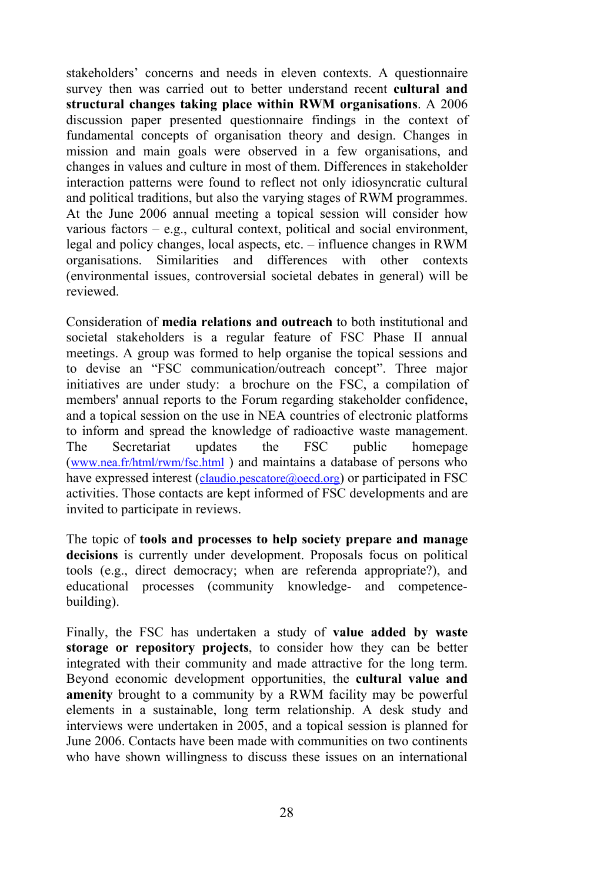stakeholders' concerns and needs in eleven contexts. A questionnaire survey then was carried out to better understand recent **cultural and structural changes taking place within RWM organisations**. A 2006 discussion paper presented questionnaire findings in the context of fundamental concepts of organisation theory and design. Changes in mission and main goals were observed in a few organisations, and changes in values and culture in most of them. Differences in stakeholder interaction patterns were found to reflect not only idiosyncratic cultural and political traditions, but also the varying stages of RWM programmes. At the June 2006 annual meeting a topical session will consider how various factors – e.g., cultural context, political and social environment, legal and policy changes, local aspects, etc. – influence changes in RWM organisations. Similarities and differences with other contexts (environmental issues, controversial societal debates in general) will be reviewed.

Consideration of **media relations and outreach** to both institutional and societal stakeholders is a regular feature of FSC Phase II annual meetings. A group was formed to help organise the topical sessions and to devise an "FSC communication/outreach concept". Three major initiatives are under study: a brochure on the FSC, a compilation of members' annual reports to the Forum regarding stakeholder confidence, and a topical session on the use in NEA countries of electronic platforms to inform and spread the knowledge of radioactive waste management. The Secretariat updates the FSC public homepage (www.nea.fr/html/rwm/fsc.html ) and maintains a database of persons who have expressed interest (claudio.pescatore@oecd.org) or participated in FSC activities. Those contacts are kept informed of FSC developments and are invited to participate in reviews.

The topic of **tools and processes to help society prepare and manage decisions** is currently under development. Proposals focus on political tools (e.g., direct democracy; when are referenda appropriate?), and educational processes (community knowledge- and competence-building).

Finally, the FSC has undertaken a study of **value added by waste storage or repository projects**, to consider how they can be better integrated with their community and made attractive for the long term. Beyond economic development opportunities, the **cultural value and amenity** brought to a community by a RWM facility may be powerful elements in a sustainable, long term relationship. A desk study and interviews were undertaken in 2005, and a topical session is planned for June 2006. Contacts have been made with communities on two continents who have shown willingness to discuss these issues on an international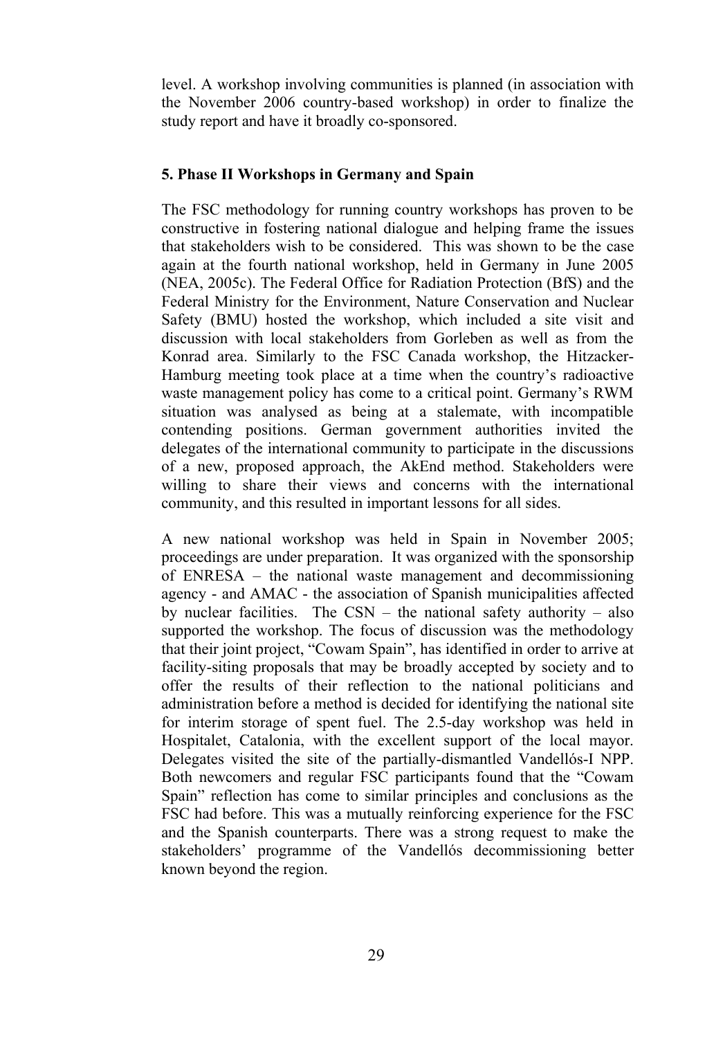level. A workshop involving communities is planned (in association with the November 2006 country-based workshop) in order to finalize the study report and have it broadly co-sponsored.

## 5. Phase II Workshops in Germany and Spain

The FSC methodology for running country workshops has proven to be constructive in fostering national dialogue and helping frame the issues that stakeholders wish to be considered. This was shown to be the case again at the fourth national workshop, held in Germany in June 2005 (NEA, 2005c). The Federal Office for Radiation Protection (BfS) and the Federal Ministry for the Environment, Nature Conservation and Nuclear Safety (BMU) hosted the workshop, which included a site visit and discussion with local stakeholders from Gorleben as well as from the Konrad area. Similarly to the FSC Canada workshop, the Hitzacker-Hamburg meeting took place at a time when the country's radioactive waste management policy has come to a critical point. Germany's RWM situation was analysed as being at a stalemate, with incompatible contending positions. German government authorities invited the delegates of the international community to participate in the discussions of a new, proposed approach, the AkEnd method. Stakeholders were willing to share their views and concerns with the international community, and this resulted in important lessons for all sides.

A new national workshop was held in Spain in November 2005; proceedings are under preparation. It was organized with the sponsorship of ENRESA – the national waste management and decommissioning agency - and AMAC - the association of Spanish municipalities affected by nuclear facilities. The CSN – the national safety authority – also supported the workshop. The focus of discussion was the methodology that their joint project, "Cowam Spain", has identified in order to arrive at facility-siting proposals that may be broadly accepted by society and to offer the results of their reflection to the national politicians and administration before a method is decided for identifying the national site for interim storage of spent fuel. The 2.5-day workshop was held in Hospitalet, Catalonia, with the excellent support of the local mayor. Delegates visited the site of the partially-dismantled Vandellós-I NPP. Both newcomers and regular FSC participants found that the "Cowam Spain" reflection has come to similar principles and conclusions as the FSC had before. This was a mutually reinforcing experience for the FSC and the Spanish counterparts. There was a strong request to make the stakeholders' programme of the Vandellós decommissioning better known beyond the region.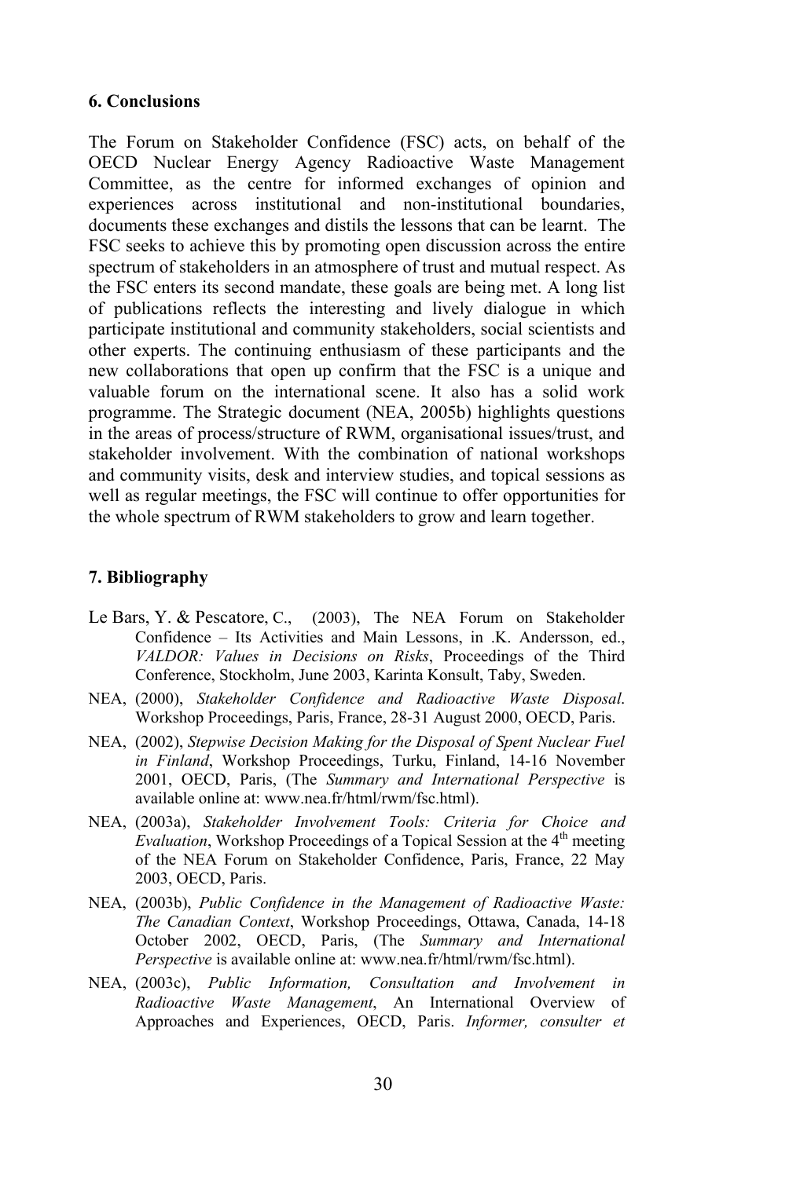## 6. Conclusions

The Forum on Stakeholder Confidence (FSC) acts, on behalf of the OECD Nuclear Energy Agency Radioactive Waste Management Committee, as the centre for informed exchanges of opinion and experiences across institutional and non-institutional boundaries, documents these exchanges and distils the lessons that can be learnt. The FSC seeks to achieve this by promoting open discussion across the entire spectrum of stakeholders in an atmosphere of trust and mutual respect. As the FSC enters its second mandate, these goals are being met. A long list of publications reflects the interesting and lively dialogue in which participate institutional and community stakeholders, social scientists and other experts. The continuing enthusiasm of these participants and the new collaborations that open up confirm that the FSC is a unique and valuable forum on the international scene. It also has a solid work programme. The Strategic document (NEA, 2005b) highlights questions in the areas of process/structure of RWM, organisational issues/trust, and stakeholder involvement. With the combination of national workshops and community visits, desk and interview studies, and topical sessions as well as regular meetings, the FSC will continue to offer opportunities for the whole spectrum of RWM stakeholders to grow and learn together.

## 7. Bibliography

Le Bars, Y. & Pescatore, C., (2003), The NEA Forum on Stakeholder Confidence – Its Activities and Main Lessons, in .K. Andersson, ed., *VALDOR: Values in Decisions on Risks*, Proceedings of the Third Conference, Stockholm, June 2003, Karinta Konsult, Taby, Sweden.

NEA, (2000), *Stakeholder Confidence and Radioactive Waste Disposal.* Workshop Proceedings, Paris, France, 28-31 August 2000, OECD, Paris.

NEA, (2002), *Stepwise Decision Making for the Disposal of Spent Nuclear Fuel in Finland*, Workshop Proceedings, Turku, Finland, 14-16 November 2001, OECD, Paris, (The *Summary and International Perspective* is available online at: www.nea.fr/html/rwm/fsc.html).

NEA, (2003a), *Stakeholder Involvement Tools: Criteria for Choice and Evaluation*, Workshop Proceedings of a Topical Session at the 4th meeting of the NEA Forum on Stakeholder Confidence, Paris, France, 22 May 2003, OECD, Paris.

NEA, (2003b), *Public Confidence in the Management of Radioactive Waste: The Canadian Context*, Workshop Proceedings, Ottawa, Canada, 14-18 October 2002, OECD, Paris, (The *Summary and International Perspective* is available online at: www.nea.fr/html/rwm/fsc.html).

NEA, (2003c), *Public Information, Consultation and Involvement in Radioactive Waste Management*, An International Overview of Approaches and Experiences, OECD, Paris. *Informer, consulter et*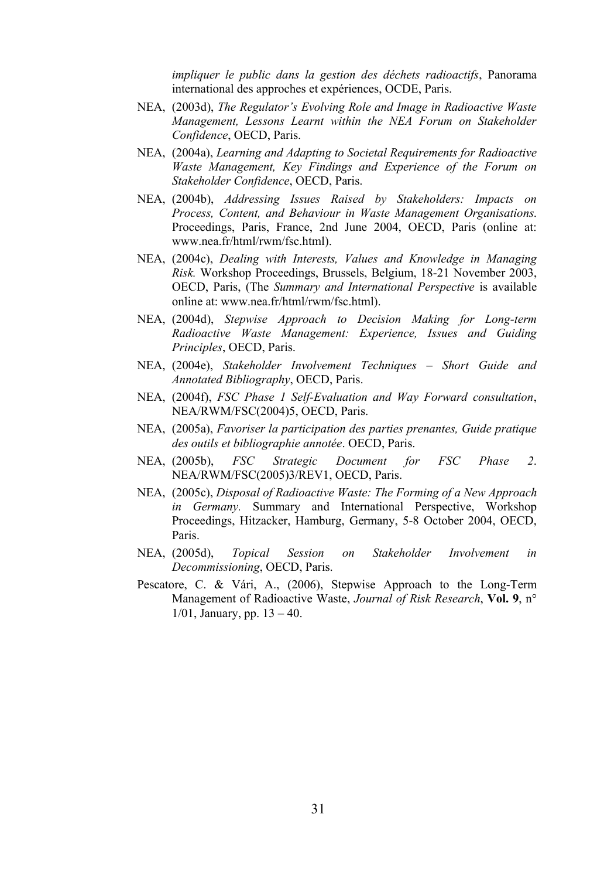*impliquer le public dans la gestion des déchets radioactifs*, Panorama international des approches et expériences, OCDE, Paris.

NEA, (2003d), *The Regulator's Evolving Role and Image in Radioactive Waste Management, Lessons Learnt within the NEA Forum on Stakeholder Confidence*, OECD, Paris.

NEA, (2004a), *Learning and Adapting to Societal Requirements for Radioactive Waste Management, Key Findings and Experience of the Forum on Stakeholder Confidence*, OECD, Paris.

NEA, (2004b), *Addressing Issues Raised by Stakeholders: Impacts on Process, Content, and Behaviour in Waste Management Organisations*. Proceedings, Paris, France, 2nd June 2004, OECD, Paris (online at: www.nea.fr/html/rwm/fsc.html).

NEA, (2004c), *Dealing with Interests, Values and Knowledge in Managing Risk.* Workshop Proceedings, Brussels, Belgium, 18-21 November 2003, OECD, Paris, (The *Summary and International Perspective* is available online at: www.nea.fr/html/rwm/fsc.html).

NEA, (2004d), *Stepwise Approach to Decision Making for Long-term Radioactive Waste Management: Experience, Issues and Guiding Principles*, OECD, Paris.

NEA, (2004e), *Stakeholder Involvement Techniques – Short Guide and Annotated Bibliography*, OECD, Paris.

NEA, (2004f), *FSC Phase 1 Self-Evaluation and Way Forward consultation*, NEA/RWM/FSC(2004)5, OECD, Paris.

NEA, (2005a), *Favoriser la participation des parties prenantes, Guide pratique des outils et bibliographie annotée*. OECD, Paris.

NEA, (2005b), *FSC Strategic Document for FSC Phase 2*. NEA/RWM/FSC(2005)3/REV1, OECD, Paris.

NEA, (2005c), *Disposal of Radioactive Waste: The Forming of a New Approach in Germany.* Summary and International Perspective, Workshop Proceedings, Hitzacker, Hamburg, Germany, 5-8 October 2004, OECD, Paris.

NEA, (2005d), *Topical Session on Stakeholder Involvement in Decommissioning*, OECD, Paris.

Pescatore, C. & Vári, A., (2006), Stepwise Approach to the Long-Term Management of Radioactive Waste, *Journal of Risk Research*, **Vol. 9**, n° 1/01, January, pp. 13 – 40.